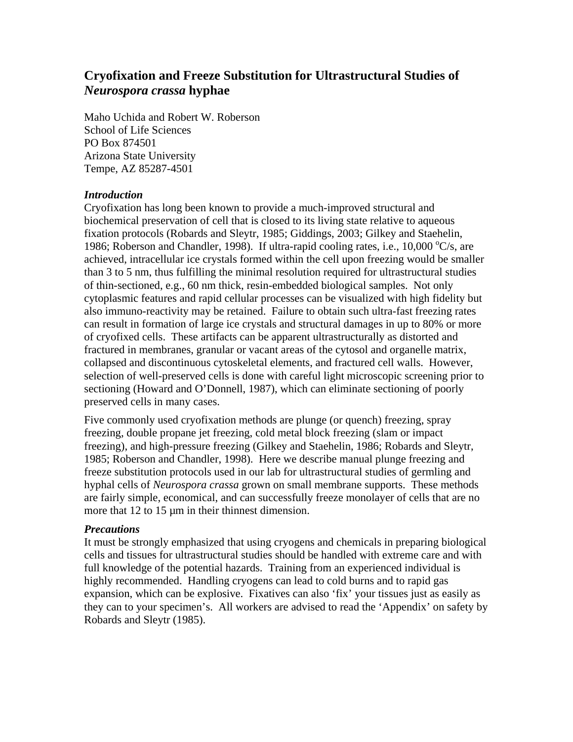# Cryofixation and Freeze Substitution for Ultrastructural Studies of *Neurospora crassa* hyphae

Maho Uchida and Robert W. Roberson
School of Life Sciences
PO Box 874501
Arizona State University
Tempe, AZ 85287-4501

### *Introduction*

Cryofixation has long been known to provide a much-improved structural and biochemical preservation of cell that is closed to its living state relative to aqueous fixation protocols (Robards and Sleytr, 1985; Giddings, 2003; Gilkey and Staehelin, 1986; Roberson and Chandler, 1998). If ultra-rapid cooling rates, i.e., 10,000 $^{o}$C/s, are achieved, intracellular ice crystals formed within the cell upon freezing would be smaller than 3 to 5 nm, thus fulfilling the minimal resolution required for ultrastructural studies of thin-sectioned, e.g., 60 nm thick, resin-embedded biological samples. Not only cytoplasmic features and rapid cellular processes can be visualized with high fidelity but also immuno-reactivity may be retained. Failure to obtain such ultra-fast freezing rates can result in formation of large ice crystals and structural damages in up to 80% or more of cryofixed cells. These artifacts can be apparent ultrastructurally as distorted and fractured in membranes, granular or vacant areas of the cytosol and organelle matrix, collapsed and discontinuous cytoskeletal elements, and fractured cell walls. However, selection of well-preserved cells is done with careful light microscopic screening prior to sectioning (Howard and O'Donnell, 1987), which can eliminate sectioning of poorly preserved cells in many cases.

Five commonly used cryofixation methods are plunge (or quench) freezing, spray freezing, double propane jet freezing, cold metal block freezing (slam or impact freezing), and high-pressure freezing (Gilkey and Staehelin, 1986; Robards and Sleytr, 1985; Roberson and Chandler, 1998). Here we describe manual plunge freezing and freeze substitution protocols used in our lab for ultrastructural studies of germling and hyphal cells of *Neurospora crassa* grown on small membrane supports. These methods are fairly simple, economical, and can successfully freeze monolayer of cells that are no more that 12 to 15 µm in their thinnest dimension.

### *Precautions*

It must be strongly emphasized that using cryogens and chemicals in preparing biological cells and tissues for ultrastructural studies should be handled with extreme care and with full knowledge of the potential hazards. Training from an experienced individual is highly recommended. Handling cryogens can lead to cold burns and to rapid gas expansion, which can be explosive. Fixatives can also 'fix' your tissues just as easily as they can to your specimen's. All workers are advised to read the 'Appendix' on safety by Robards and Sleytr (1985).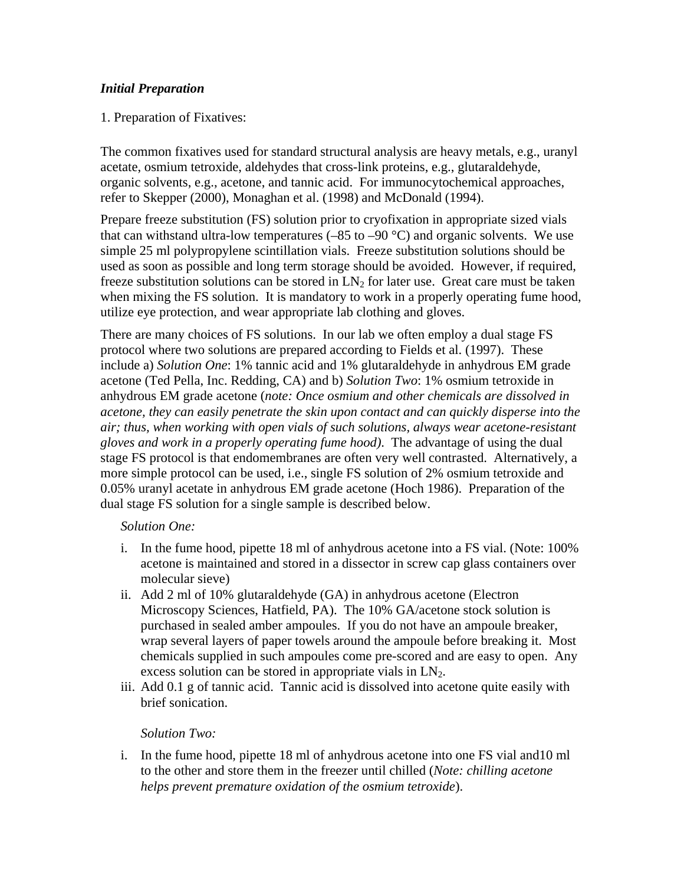***Initial Preparation***

1. Preparation of Fixatives:

The common fixatives used for standard structural analysis are heavy metals, e.g., uranyl acetate, osmium tetroxide, aldehydes that cross-link proteins, e.g., glutaraldehyde, organic solvents, e.g., acetone, and tannic acid. For immunocytochemical approaches, refer to Skepper (2000), Monaghan et al. (1998) and McDonald (1994).

Prepare freeze substitution (FS) solution prior to cryofixation in appropriate sized vials that can withstand ultra-low temperatures (–85 to –90 °C) and organic solvents. We use simple 25 ml polypropylene scintillation vials. Freeze substitution solutions should be used as soon as possible and long term storage should be avoided. However, if required, freeze substitution solutions can be stored in $LN_2$ for later use. Great care must be taken when mixing the FS solution. It is mandatory to work in a properly operating fume hood, utilize eye protection, and wear appropriate lab clothing and gloves.

There are many choices of FS solutions. In our lab we often employ a dual stage FS protocol where two solutions are prepared according to Fields et al. (1997). These include a) *Solution One*: 1% tannic acid and 1% glutaraldehyde in anhydrous EM grade acetone (Ted Pella, Inc. Redding, CA) and b) *Solution Two*: 1% osmium tetroxide in anhydrous EM grade acetone (*note: Once osmium and other chemicals are dissolved in acetone, they can easily penetrate the skin upon contact and can quickly disperse into the air; thus, when working with open vials of such solutions, always wear acetone-resistant gloves and work in a properly operating fume hood).* The advantage of using the dual stage FS protocol is that endomembranes are often very well contrasted. Alternatively, a more simple protocol can be used, i.e., single FS solution of 2% osmium tetroxide and 0.05% uranyl acetate in anhydrous EM grade acetone (Hoch 1986). Preparation of the dual stage FS solution for a single sample is described below.

*Solution One:*

i. In the fume hood, pipette 18 ml of anhydrous acetone into a FS vial. (Note: 100% acetone is maintained and stored in a dissector in screw cap glass containers over molecular sieve)
ii. Add 2 ml of 10% glutaraldehyde (GA) in anhydrous acetone (Electron Microscopy Sciences, Hatfield, PA). The 10% GA/acetone stock solution is purchased in sealed amber ampoules. If you do not have an ampoule breaker, wrap several layers of paper towels around the ampoule before breaking it. Most chemicals supplied in such ampoules come pre-scored and are easy to open. Any excess solution can be stored in appropriate vials in $LN_2$.
iii. Add 0.1 g of tannic acid. Tannic acid is dissolved into acetone quite easily with brief sonication.

*Solution Two:*

i. In the fume hood, pipette 18 ml of anhydrous acetone into one FS vial and10 ml to the other and store them in the freezer until chilled (*Note: chilling acetone helps prevent premature oxidation of the osmium tetroxide*).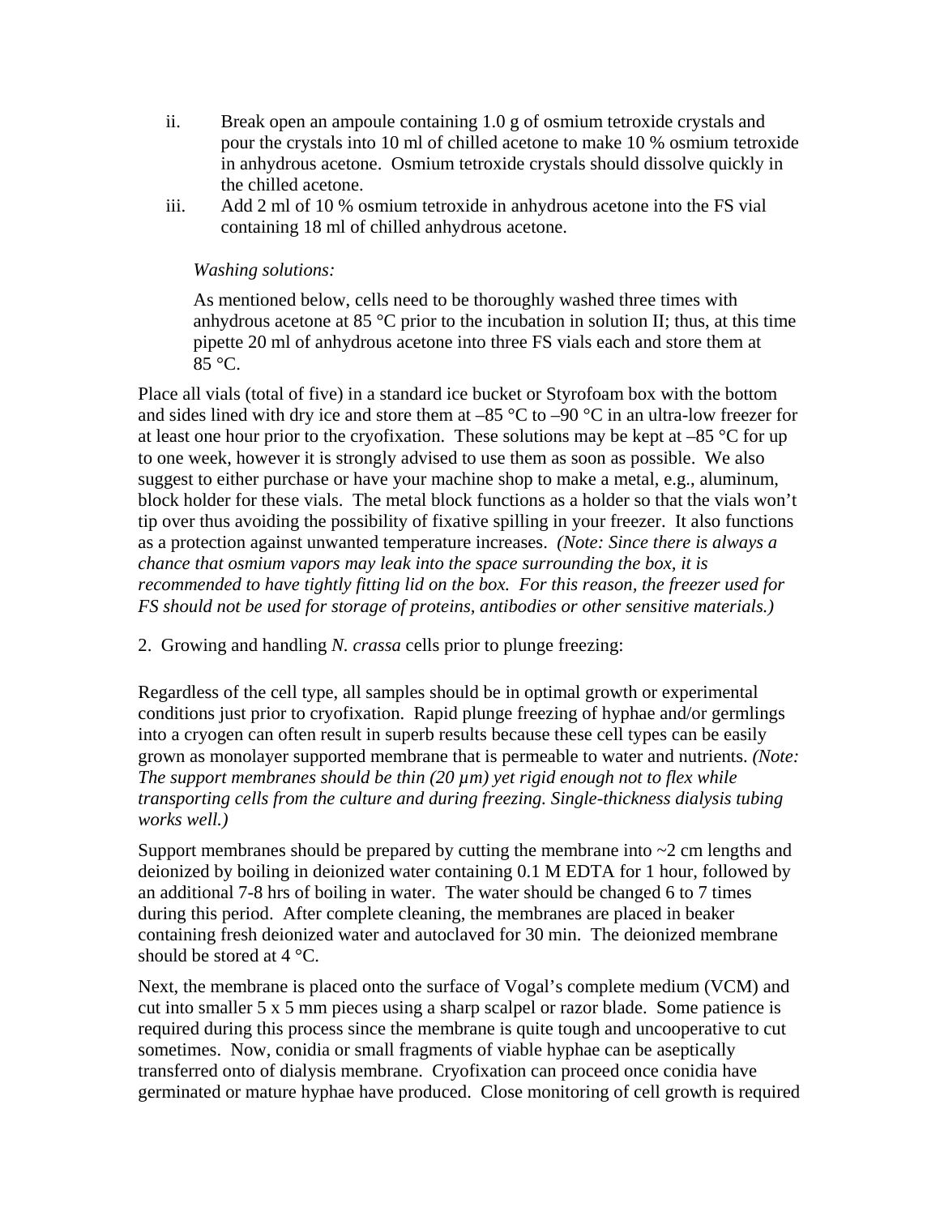ii. Break open an ampoule containing 1.0 g of osmium tetroxide crystals and pour the crystals into 10 ml of chilled acetone to make 10 % osmium tetroxide in anhydrous acetone. Osmium tetroxide crystals should dissolve quickly in the chilled acetone.

iii. Add 2 ml of 10 % osmium tetroxide in anhydrous acetone into the FS vial containing 18 ml of chilled anhydrous acetone.

*Washing solutions:*

As mentioned below, cells need to be thoroughly washed three times with anhydrous acetone at 85 °C prior to the incubation in solution II; thus, at this time pipette 20 ml of anhydrous acetone into three FS vials each and store them at 85 °C.

Place all vials (total of five) in a standard ice bucket or Styrofoam box with the bottom and sides lined with dry ice and store them at –85 °C to –90 °C in an ultra-low freezer for at least one hour prior to the cryofixation. These solutions may be kept at –85 °C for up to one week, however it is strongly advised to use them as soon as possible. We also suggest to either purchase or have your machine shop to make a metal, e.g., aluminum, block holder for these vials. The metal block functions as a holder so that the vials won't tip over thus avoiding the possibility of fixative spilling in your freezer. It also functions as a protection against unwanted temperature increases. *(Note: Since there is always a chance that osmium vapors may leak into the space surrounding the box, it is recommended to have tightly fitting lid on the box. For this reason, the freezer used for FS should not be used for storage of proteins, antibodies or other sensitive materials.)*

2. Growing and handling *N. crassa* cells prior to plunge freezing:

Regardless of the cell type, all samples should be in optimal growth or experimental conditions just prior to cryofixation. Rapid plunge freezing of hyphae and/or germlings into a cryogen can often result in superb results because these cell types can be easily grown as monolayer supported membrane that is permeable to water and nutrients. *(Note: The support membranes should be thin (20 µm) yet rigid enough not to flex while transporting cells from the culture and during freezing. Single-thickness dialysis tubing works well.)*

Support membranes should be prepared by cutting the membrane into ~2 cm lengths and deionized by boiling in deionized water containing 0.1 M EDTA for 1 hour, followed by an additional 7-8 hrs of boiling in water. The water should be changed 6 to 7 times during this period. After complete cleaning, the membranes are placed in beaker containing fresh deionized water and autoclaved for 30 min. The deionized membrane should be stored at 4 °C.

Next, the membrane is placed onto the surface of Vogal's complete medium (VCM) and cut into smaller 5 x 5 mm pieces using a sharp scalpel or razor blade. Some patience is required during this process since the membrane is quite tough and uncooperative to cut sometimes. Now, conidia or small fragments of viable hyphae can be aseptically transferred onto of dialysis membrane. Cryofixation can proceed once conidia have germinated or mature hyphae have produced. Close monitoring of cell growth is required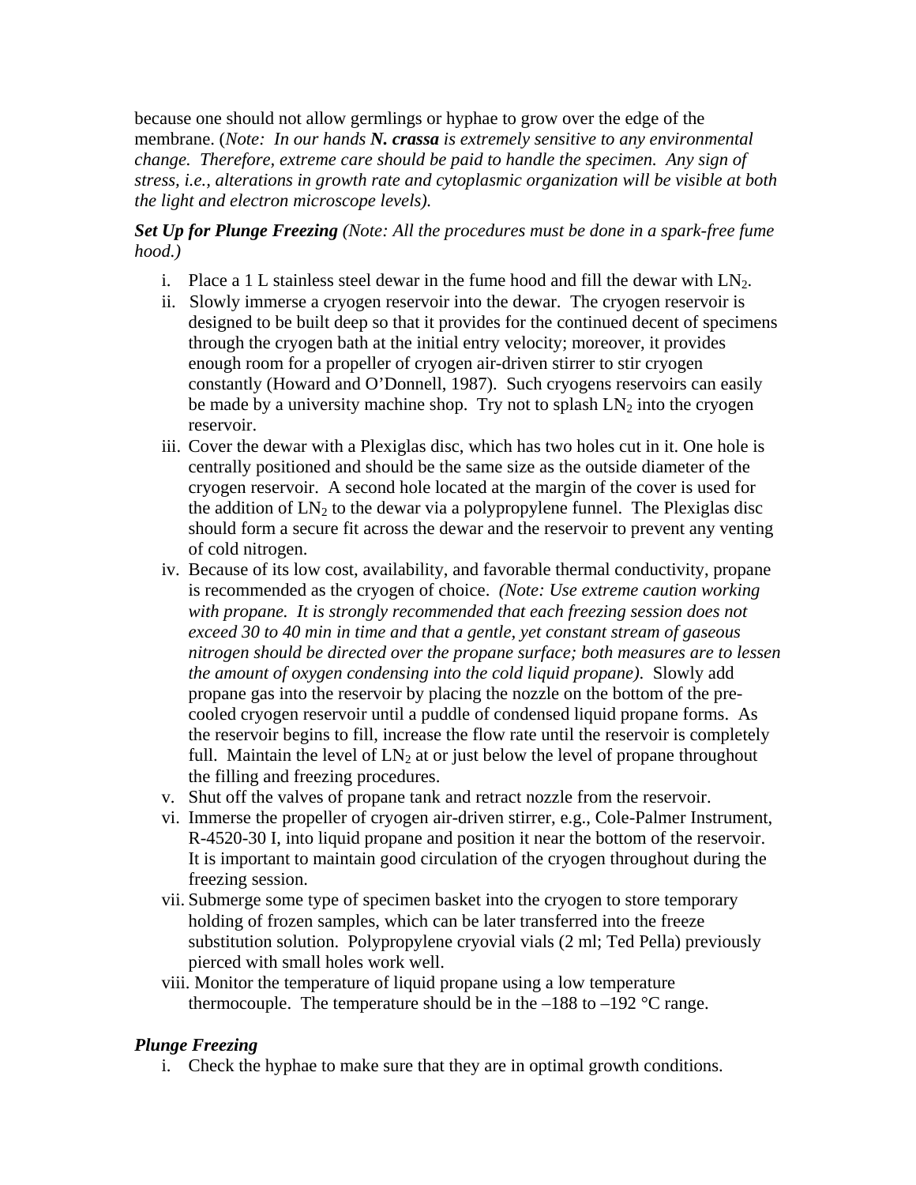because one should not allow germlings or hyphae to grow over the edge of the membrane. (*Note: In our hands **N. crassa** is extremely sensitive to any environmental change. Therefore, extreme care should be paid to handle the specimen. Any sign of stress, i.e., alterations in growth rate and cytoplasmic organization will be visible at both the light and electron microscope levels).*

***Set Up for Plunge Freezing*** *(Note: All the procedures must be done in a spark-free fume hood.)*

i. Place a 1 L stainless steel dewar in the fume hood and fill the dewar with $LN_2$.
ii. Slowly immerse a cryogen reservoir into the dewar. The cryogen reservoir is designed to be built deep so that it provides for the continued decent of specimens through the cryogen bath at the initial entry velocity; moreover, it provides enough room for a propeller of cryogen air-driven stirrer to stir cryogen constantly (Howard and O'Donnell, 1987). Such cryogens reservoirs can easily be made by a university machine shop. Try not to splash $LN_2$ into the cryogen reservoir.
iii. Cover the dewar with a Plexiglas disc, which has two holes cut in it. One hole is centrally positioned and should be the same size as the outside diameter of the cryogen reservoir. A second hole located at the margin of the cover is used for the addition of $LN_2$ to the dewar via a polypropylene funnel. The Plexiglas disc should form a secure fit across the dewar and the reservoir to prevent any venting of cold nitrogen.
iv. Because of its low cost, availability, and favorable thermal conductivity, propane is recommended as the cryogen of choice. *(Note: Use extreme caution working with propane. It is strongly recommended that each freezing session does not exceed 30 to 40 min in time and that a gentle, yet constant stream of gaseous nitrogen should be directed over the propane surface; both measures are to lessen the amount of oxygen condensing into the cold liquid propane).* Slowly add propane gas into the reservoir by placing the nozzle on the bottom of the pre-cooled cryogen reservoir until a puddle of condensed liquid propane forms. As the reservoir begins to fill, increase the flow rate until the reservoir is completely full. Maintain the level of $LN_2$ at or just below the level of propane throughout the filling and freezing procedures.
v. Shut off the valves of propane tank and retract nozzle from the reservoir.
vi. Immerse the propeller of cryogen air-driven stirrer, e.g., Cole-Palmer Instrument, R-4520-30 I, into liquid propane and position it near the bottom of the reservoir. It is important to maintain good circulation of the cryogen throughout during the freezing session.
vii. Submerge some type of specimen basket into the cryogen to store temporary holding of frozen samples, which can be later transferred into the freeze substitution solution. Polypropylene cryovial vials (2 ml; Ted Pella) previously pierced with small holes work well.
viii. Monitor the temperature of liquid propane using a low temperature thermocouple. The temperature should be in the –188 to –192 °C range.

***Plunge Freezing***

i. Check the hyphae to make sure that they are in optimal growth conditions.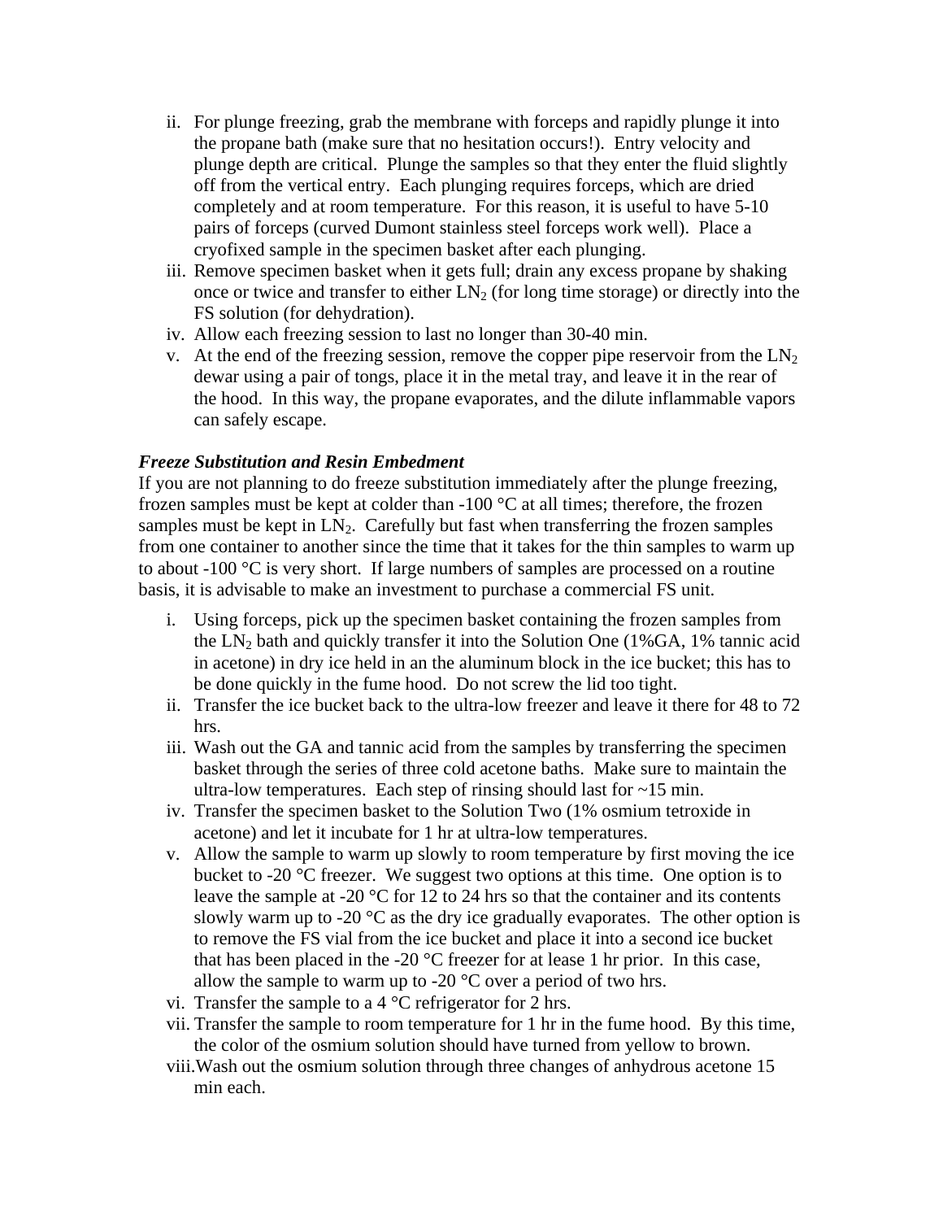ii. For plunge freezing, grab the membrane with forceps and rapidly plunge it into the propane bath (make sure that no hesitation occurs!). Entry velocity and plunge depth are critical. Plunge the samples so that they enter the fluid slightly off from the vertical entry. Each plunging requires forceps, which are dried completely and at room temperature. For this reason, it is useful to have 5-10 pairs of forceps (curved Dumont stainless steel forceps work well). Place a cryofixed sample in the specimen basket after each plunging.

iii. Remove specimen basket when it gets full; drain any excess propane by shaking once or twice and transfer to either $LN_2$ (for long time storage) or directly into the FS solution (for dehydration).

iv. Allow each freezing session to last no longer than 30-40 min.

v. At the end of the freezing session, remove the copper pipe reservoir from the $LN_2$ dewar using a pair of tongs, place it in the metal tray, and leave it in the rear of the hood. In this way, the propane evaporates, and the dilute inflammable vapors can safely escape.

***Freeze Substitution and Resin Embedment***

If you are not planning to do freeze substitution immediately after the plunge freezing, frozen samples must be kept at colder than -100 °C at all times; therefore, the frozen samples must be kept in $LN_2$. Carefully but fast when transferring the frozen samples from one container to another since the time that it takes for the thin samples to warm up to about -100 °C is very short. If large numbers of samples are processed on a routine basis, it is advisable to make an investment to purchase a commercial FS unit.

i. Using forceps, pick up the specimen basket containing the frozen samples from the $LN_2$ bath and quickly transfer it into the Solution One (1%GA, 1% tannic acid in acetone) in dry ice held in an the aluminum block in the ice bucket; this has to be done quickly in the fume hood. Do not screw the lid too tight.

ii. Transfer the ice bucket back to the ultra-low freezer and leave it there for 48 to 72 hrs.

iii. Wash out the GA and tannic acid from the samples by transferring the specimen basket through the series of three cold acetone baths. Make sure to maintain the ultra-low temperatures. Each step of rinsing should last for ~15 min.

iv. Transfer the specimen basket to the Solution Two (1% osmium tetroxide in acetone) and let it incubate for 1 hr at ultra-low temperatures.

v. Allow the sample to warm up slowly to room temperature by first moving the ice bucket to -20 °C freezer. We suggest two options at this time. One option is to leave the sample at -20 °C for 12 to 24 hrs so that the container and its contents slowly warm up to -20 °C as the dry ice gradually evaporates. The other option is to remove the FS vial from the ice bucket and place it into a second ice bucket that has been placed in the -20 °C freezer for at lease 1 hr prior. In this case, allow the sample to warm up to -20 °C over a period of two hrs.

vi. Transfer the sample to a 4 °C refrigerator for 2 hrs.

vii. Transfer the sample to room temperature for 1 hr in the fume hood. By this time, the color of the osmium solution should have turned from yellow to brown.

viii. Wash out the osmium solution through three changes of anhydrous acetone 15 min each.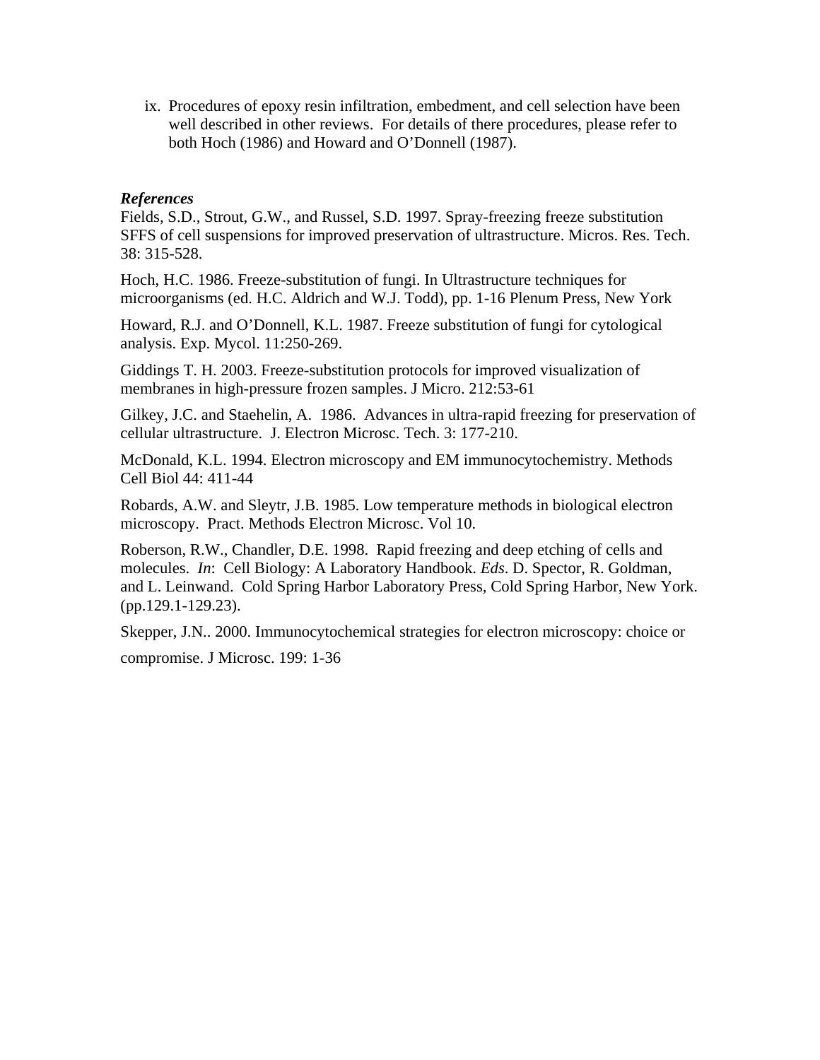ix. Procedures of epoxy resin infiltration, embedment, and cell selection have been well described in other reviews. For details of there procedures, please refer to both Hoch (1986) and Howard and O'Donnell (1987).

***References***

Fields, S.D., Strout, G.W., and Russel, S.D. 1997. Spray-freezing freeze substitution SFFS of cell suspensions for improved preservation of ultrastructure. Micros. Res. Tech. 38: 315-528.

Hoch, H.C. 1986. Freeze-substitution of fungi. In Ultrastructure techniques for microorganisms (ed. H.C. Aldrich and W.J. Todd), pp. 1-16 Plenum Press, New York

Howard, R.J. and O'Donnell, K.L. 1987. Freeze substitution of fungi for cytological analysis. Exp. Mycol. 11:250-269.

Giddings T. H. 2003. Freeze-substitution protocols for improved visualization of membranes in high-pressure frozen samples. J Micro. 212:53-61

Gilkey, J.C. and Staehelin, A. 1986. Advances in ultra-rapid freezing for preservation of cellular ultrastructure. J. Electron Microsc. Tech. 3: 177-210.

McDonald, K.L. 1994. Electron microscopy and EM immunocytochemistry. Methods Cell Biol 44: 411-44

Robards, A.W. and Sleytr, J.B. 1985. Low temperature methods in biological electron microscopy. Pract. Methods Electron Microsc. Vol 10.

Roberson, R.W., Chandler, D.E. 1998. Rapid freezing and deep etching of cells and molecules. *In*: Cell Biology: A Laboratory Handbook. *Eds*. D. Spector, R. Goldman, and L. Leinwand. Cold Spring Harbor Laboratory Press, Cold Spring Harbor, New York. (pp.129.1-129.23).

Skepper, J.N.. 2000. Immunocytochemical strategies for electron microscopy: choice or compromise. J Microsc. 199: 1-36